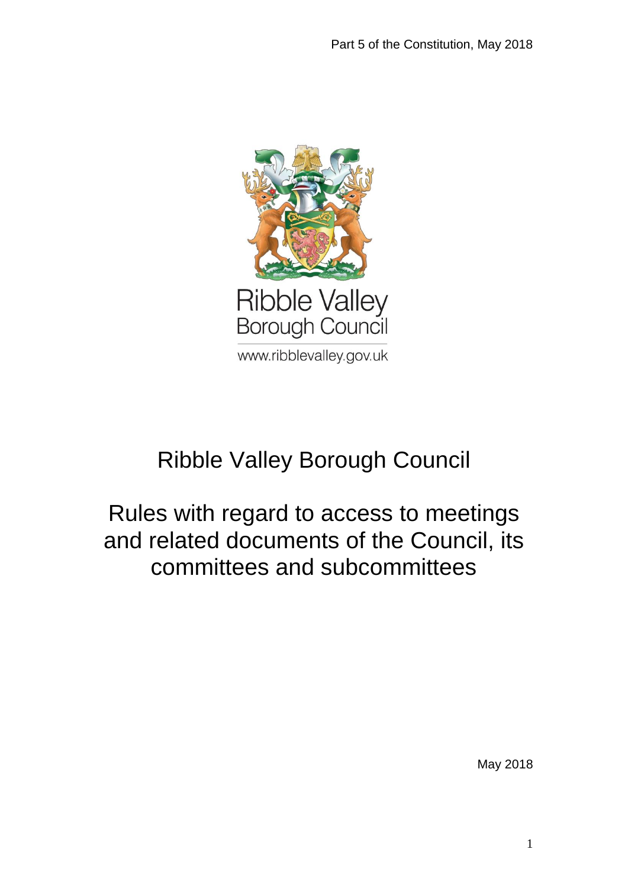Ribble Valley
Borough Council
www.ribblevalley.gov.uk

# Ribble Valley Borough Council

## Rules with regard to access to meetings and related documents of the Council, its committees and subcommittees

May 2018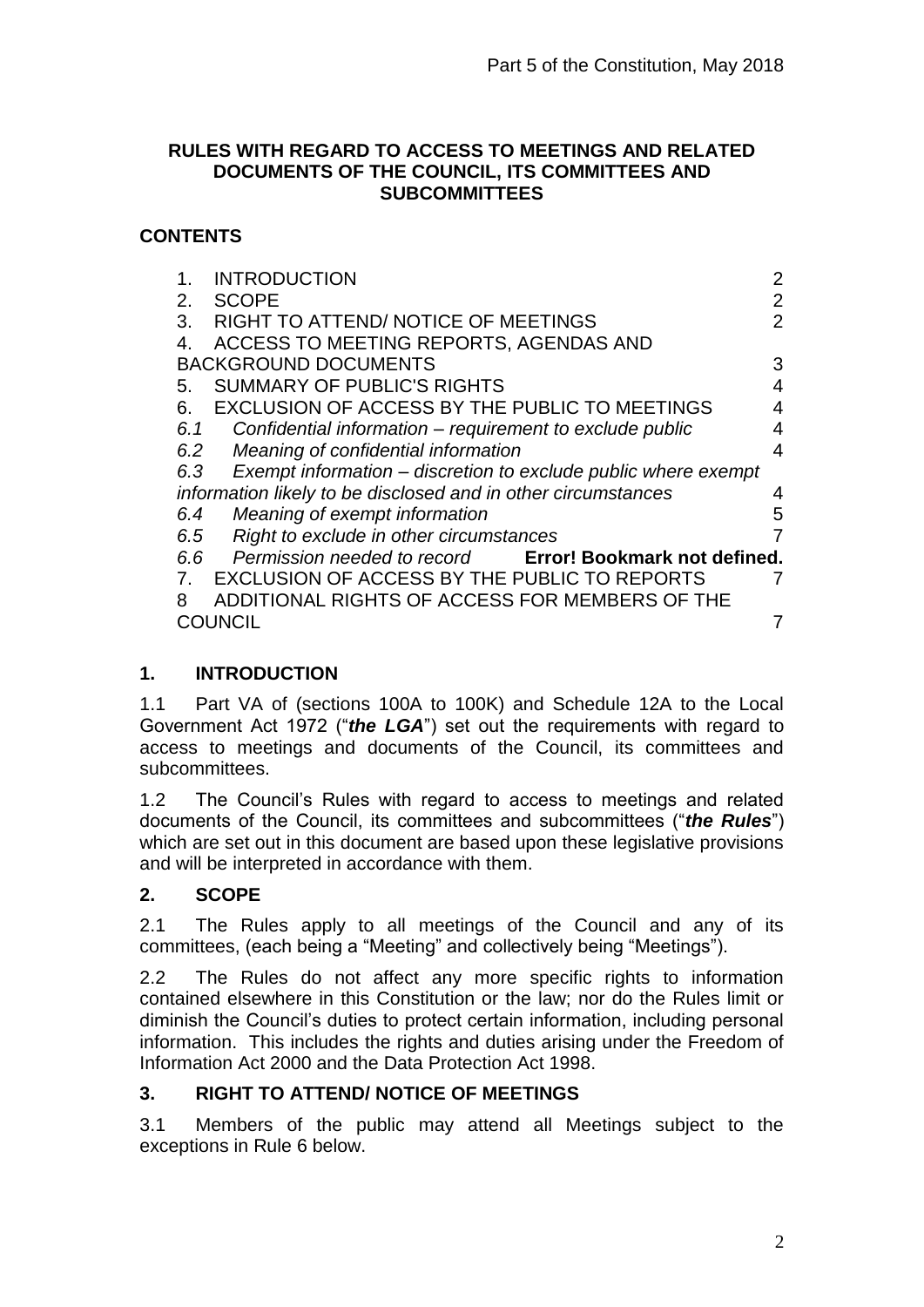**RULES WITH REGARD TO ACCESS TO MEETINGS AND RELATED DOCUMENTS OF THE COUNCIL, ITS COMMITTEES AND SUBCOMMITTEES**

**CONTENTS**

| | |
|---|---|
| 1. INTRODUCTION | 2 |
| 2. SCOPE | 2 |
| 3. RIGHT TO ATTEND/ NOTICE OF MEETINGS | 2 |
| 4. ACCESS TO MEETING REPORTS, AGENDAS AND BACKGROUND DOCUMENTS | 3 |
| 5. SUMMARY OF PUBLIC'S RIGHTS | 4 |
| 6. EXCLUSION OF ACCESS BY THE PUBLIC TO MEETINGS | 4 |
| *6.1 Confidential information – requirement to exclude public* | 4 |
| *6.2 Meaning of confidential information* | 4 |
| *6.3 Exempt information – discretion to exclude public where exempt information likely to be disclosed and in other circumstances* | 4 |
| *6.4 Meaning of exempt information* | 5 |
| *6.5 Right to exclude in other circumstances* | 7 |
| *6.6 Permission needed to record* | **Error! Bookmark not defined.** |
| 7. EXCLUSION OF ACCESS BY THE PUBLIC TO REPORTS | 7 |
| 8 ADDITIONAL RIGHTS OF ACCESS FOR MEMBERS OF THE COUNCIL | 7 |

## 1. INTRODUCTION

1.1 Part VA of (sections 100A to 100K) and Schedule 12A to the Local Government Act 1972 ("***the LGA***") set out the requirements with regard to access to meetings and documents of the Council, its committees and subcommittees.

1.2 The Council's Rules with regard to access to meetings and related documents of the Council, its committees and subcommittees ("***the Rules***") which are set out in this document are based upon these legislative provisions and will be interpreted in accordance with them.

## 2. SCOPE

2.1 The Rules apply to all meetings of the Council and any of its committees, (each being a "Meeting" and collectively being "Meetings").

2.2 The Rules do not affect any more specific rights to information contained elsewhere in this Constitution or the law; nor do the Rules limit or diminish the Council's duties to protect certain information, including personal information. This includes the rights and duties arising under the Freedom of Information Act 2000 and the Data Protection Act 1998.

## 3. RIGHT TO ATTEND/ NOTICE OF MEETINGS

3.1 Members of the public may attend all Meetings subject to the exceptions in Rule 6 below.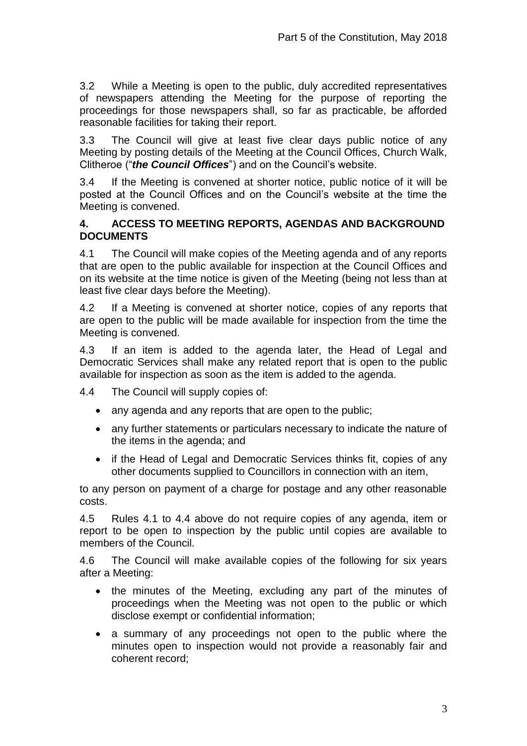3.2 While a Meeting is open to the public, duly accredited representatives of newspapers attending the Meeting for the purpose of reporting the proceedings for those newspapers shall, so far as practicable, be afforded reasonable facilities for taking their report.

3.3 The Council will give at least five clear days public notice of any Meeting by posting details of the Meeting at the Council Offices, Church Walk, Clitheroe ("***the Council Offices***") and on the Council's website.

3.4 If the Meeting is convened at shorter notice, public notice of it will be posted at the Council Offices and on the Council's website at the time the Meeting is convened.

## 4. ACCESS TO MEETING REPORTS, AGENDAS AND BACKGROUND DOCUMENTS

4.1 The Council will make copies of the Meeting agenda and of any reports that are open to the public available for inspection at the Council Offices and on its website at the time notice is given of the Meeting (being not less than at least five clear days before the Meeting).

4.2 If a Meeting is convened at shorter notice, copies of any reports that are open to the public will be made available for inspection from the time the Meeting is convened.

4.3 If an item is added to the agenda later, the Head of Legal and Democratic Services shall make any related report that is open to the public available for inspection as soon as the item is added to the agenda.

4.4 The Council will supply copies of:

- any agenda and any reports that are open to the public;
- any further statements or particulars necessary to indicate the nature of the items in the agenda; and
- if the Head of Legal and Democratic Services thinks fit, copies of any other documents supplied to Councillors in connection with an item,

to any person on payment of a charge for postage and any other reasonable costs.

4.5 Rules 4.1 to 4.4 above do not require copies of any agenda, item or report to be open to inspection by the public until copies are available to members of the Council.

4.6 The Council will make available copies of the following for six years after a Meeting:

- the minutes of the Meeting, excluding any part of the minutes of proceedings when the Meeting was not open to the public or which disclose exempt or confidential information;
- a summary of any proceedings not open to the public where the minutes open to inspection would not provide a reasonably fair and coherent record;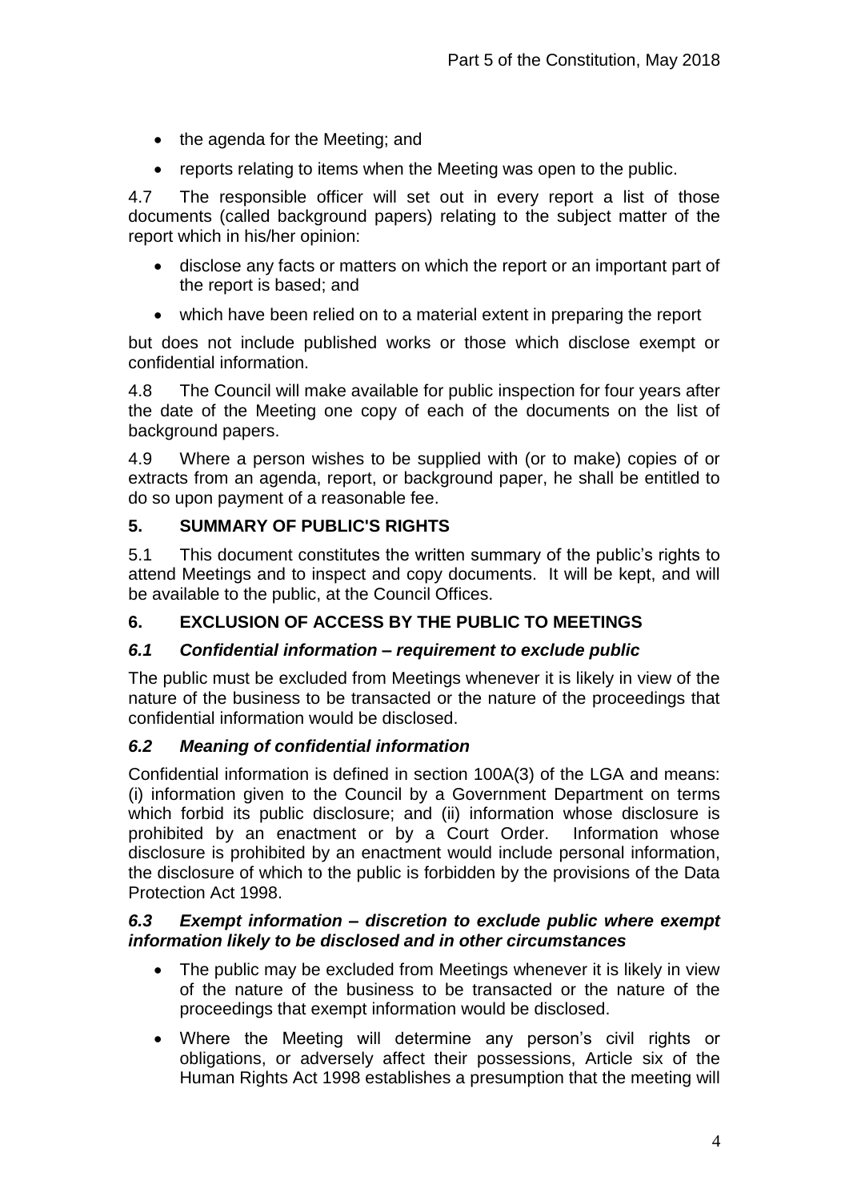- the agenda for the Meeting; and
- reports relating to items when the Meeting was open to the public.

4.7 The responsible officer will set out in every report a list of those documents (called background papers) relating to the subject matter of the report which in his/her opinion:

- disclose any facts or matters on which the report or an important part of the report is based; and
- which have been relied on to a material extent in preparing the report

but does not include published works or those which disclose exempt or confidential information.

4.8 The Council will make available for public inspection for four years after the date of the Meeting one copy of each of the documents on the list of background papers.

4.9 Where a person wishes to be supplied with (or to make) copies of or extracts from an agenda, report, or background paper, he shall be entitled to do so upon payment of a reasonable fee.

## 5. SUMMARY OF PUBLIC'S RIGHTS

5.1 This document constitutes the written summary of the public's rights to attend Meetings and to inspect and copy documents. It will be kept, and will be available to the public, at the Council Offices.

## 6. EXCLUSION OF ACCESS BY THE PUBLIC TO MEETINGS

### *6.1 Confidential information – requirement to exclude public*

The public must be excluded from Meetings whenever it is likely in view of the nature of the business to be transacted or the nature of the proceedings that confidential information would be disclosed.

### *6.2 Meaning of confidential information*

Confidential information is defined in section 100A(3) of the LGA and means: (i) information given to the Council by a Government Department on terms which forbid its public disclosure; and (ii) information whose disclosure is prohibited by an enactment or by a Court Order. Information whose disclosure is prohibited by an enactment would include personal information, the disclosure of which to the public is forbidden by the provisions of the Data Protection Act 1998.

### *6.3 Exempt information – discretion to exclude public where exempt information likely to be disclosed and in other circumstances*

- The public may be excluded from Meetings whenever it is likely in view of the nature of the business to be transacted or the nature of the proceedings that exempt information would be disclosed.
- Where the Meeting will determine any person's civil rights or obligations, or adversely affect their possessions, Article six of the Human Rights Act 1998 establishes a presumption that the meeting will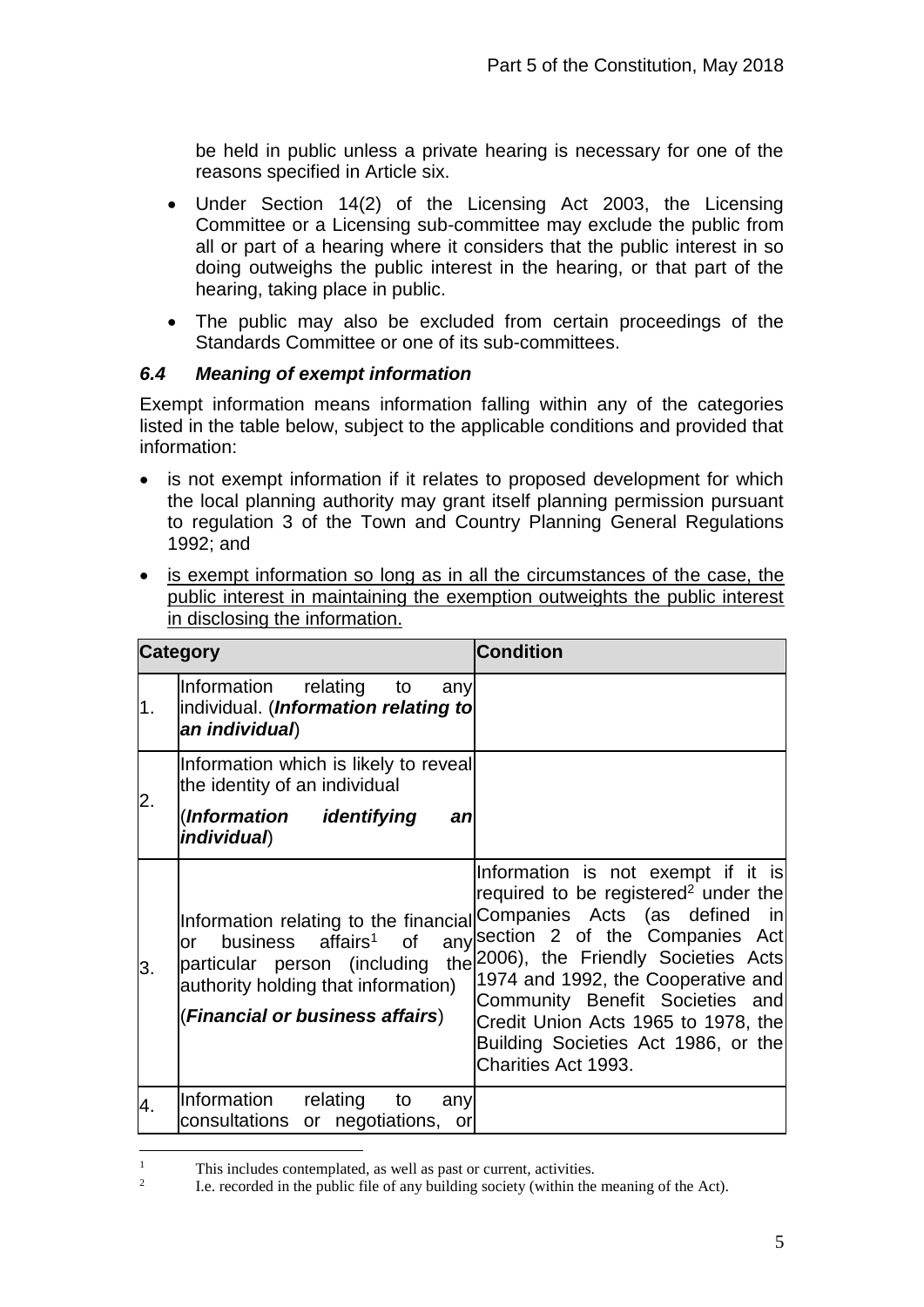be held in public unless a private hearing is necessary for one of the reasons specified in Article six.

- Under Section 14(2) of the Licensing Act 2003, the Licensing Committee or a Licensing sub-committee may exclude the public from all or part of a hearing where it considers that the public interest in so doing outweighs the public interest in the hearing, or that part of the hearing, taking place in public.
- The public may also be excluded from certain proceedings of the Standards Committee or one of its sub-committees.

### *6.4 Meaning of exempt information*

Exempt information means information falling within any of the categories listed in the table below, subject to the applicable conditions and provided that information:

- is not exempt information if it relates to proposed development for which the local planning authority may grant itself planning permission pursuant to regulation 3 of the Town and Country Planning General Regulations 1992; and
- <u>is exempt information so long as in all the circumstances of the case, the public interest in maintaining the exemption outweights the public interest in disclosing the information.</u>

| Category | | Condition |
|---|---|---|
| 1. | Information relating to any individual. (***Information relating to an individual***) | |
| 2. | Information which is likely to reveal the identity of an individual<br>(***Information identifying an individual***) | |
| 3. | Information relating to the financial or business affairs[1] of any particular person (including the authority holding that information)<br>(***Financial or business affairs***) | Information is not exempt if it is required to be registered[2] under the Companies Acts (as defined in section 2 of the Companies Act 2006), the Friendly Societies Acts 1974 and 1992, the Cooperative and Community Benefit Societies and Credit Union Acts 1965 to 1978, the Building Societies Act 1986, or the Charities Act 1993. |
| 4. | Information relating to any consultations or negotiations, or | |

[1] This includes contemplated, as well as past or current, activities.

[2] I.e. recorded in the public file of any building society (within the meaning of the Act).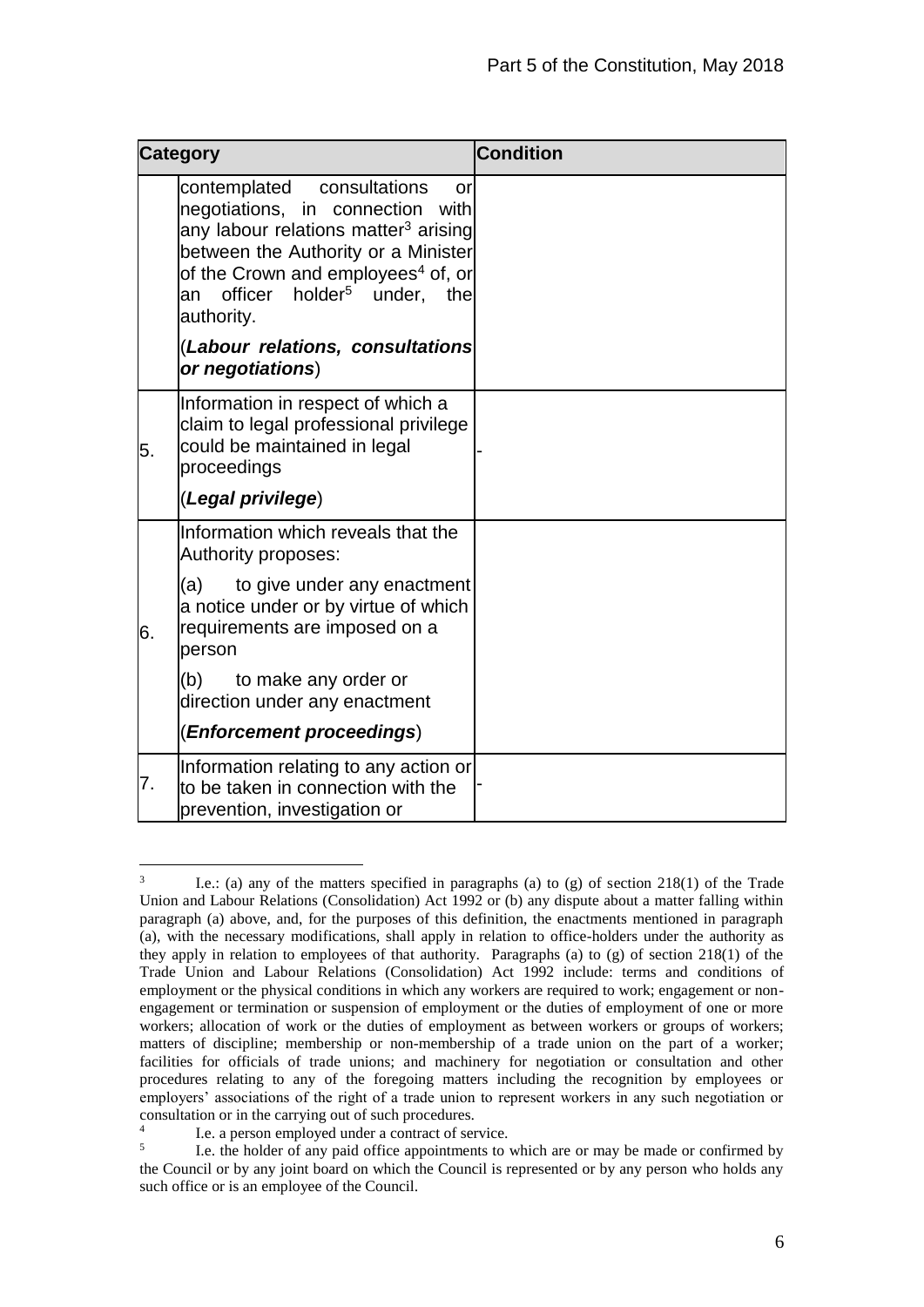| Category | | Condition |
|---|---|---|
| | contemplated consultations or negotiations, in connection with any labour relations matter[3] arising between the Authority or a Minister of the Crown and employees[4] of, or an officer holder[5] under, the authority.<br><br>(***Labour relations, consultations or negotiations***) | |
| 5. | Information in respect of which a claim to legal professional privilege could be maintained in legal proceedings<br><br>(***Legal privilege***) | - |
| 6. | Information which reveals that the Authority proposes:<br><br>(a) to give under any enactment a notice under or by virtue of which requirements are imposed on a person<br><br>(b) to make any order or direction under any enactment<br><br>(***Enforcement proceedings***) | |
| 7. | Information relating to any action or to be taken in connection with the prevention, investigation or | - |

[3] I.e.: (a) any of the matters specified in paragraphs (a) to (g) of section 218(1) of the Trade Union and Labour Relations (Consolidation) Act 1992 or (b) any dispute about a matter falling within paragraph (a) above, and, for the purposes of this definition, the enactments mentioned in paragraph (a), with the necessary modifications, shall apply in relation to office-holders under the authority as they apply in relation to employees of that authority. Paragraphs (a) to (g) of section 218(1) of the Trade Union and Labour Relations (Consolidation) Act 1992 include: terms and conditions of employment or the physical conditions in which any workers are required to work; engagement or non-engagement or termination or suspension of employment or the duties of employment of one or more workers; allocation of work or the duties of employment as between workers or groups of workers; matters of discipline; membership or non-membership of a trade union on the part of a worker; facilities for officials of trade unions; and machinery for negotiation or consultation and other procedures relating to any of the foregoing matters including the recognition by employees or employers' associations of the right of a trade union to represent workers in any such negotiation or consultation or in the carrying out of such procedures.

[4] I.e. a person employed under a contract of service.

[5] I.e. the holder of any paid office appointments to which are or may be made or confirmed by the Council or by any joint board on which the Council is represented or by any person who holds any such office or is an employee of the Council.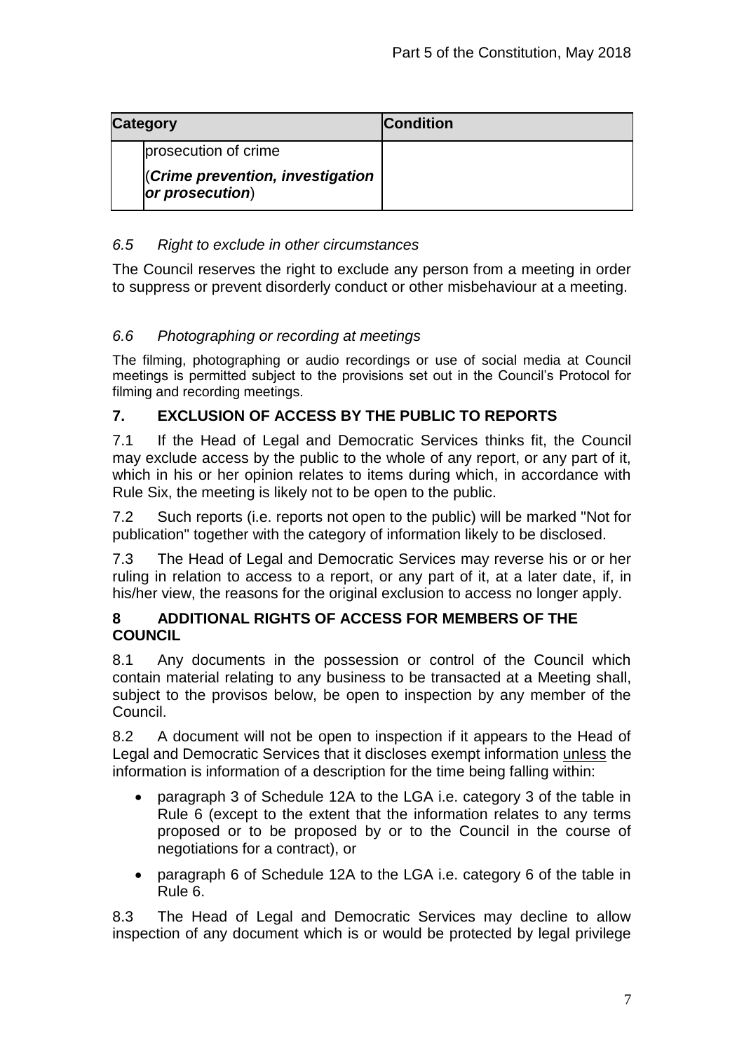| Category | | Condition |
|---|---|---|
| | prosecution of crime<br><br>(***Crime prevention, investigation or prosecution***) | |

*6.5 Right to exclude in other circumstances*

The Council reserves the right to exclude any person from a meeting in order to suppress or prevent disorderly conduct or other misbehaviour at a meeting.

*6.6 Photographing or recording at meetings*

The filming, photographing or audio recordings or use of social media at Council meetings is permitted subject to the provisions set out in the Council's Protocol for filming and recording meetings.

## 7. EXCLUSION OF ACCESS BY THE PUBLIC TO REPORTS

7.1 If the Head of Legal and Democratic Services thinks fit, the Council may exclude access by the public to the whole of any report, or any part of it, which in his or her opinion relates to items during which, in accordance with Rule Six, the meeting is likely not to be open to the public.

7.2 Such reports (i.e. reports not open to the public) will be marked "Not for publication" together with the category of information likely to be disclosed.

7.3 The Head of Legal and Democratic Services may reverse his or or her ruling in relation to access to a report, or any part of it, at a later date, if, in his/her view, the reasons for the original exclusion to access no longer apply.

## 8 ADDITIONAL RIGHTS OF ACCESS FOR MEMBERS OF THE COUNCIL

8.1 Any documents in the possession or control of the Council which contain material relating to any business to be transacted at a Meeting shall, subject to the provisos below, be open to inspection by any member of the Council.

8.2 A document will not be open to inspection if it appears to the Head of Legal and Democratic Services that it discloses exempt information unless the information is information of a description for the time being falling within:

- paragraph 3 of Schedule 12A to the LGA i.e. category 3 of the table in Rule 6 (except to the extent that the information relates to any terms proposed or to be proposed by or to the Council in the course of negotiations for a contract), or
- paragraph 6 of Schedule 12A to the LGA i.e. category 6 of the table in Rule 6.

8.3 The Head of Legal and Democratic Services may decline to allow inspection of any document which is or would be protected by legal privilege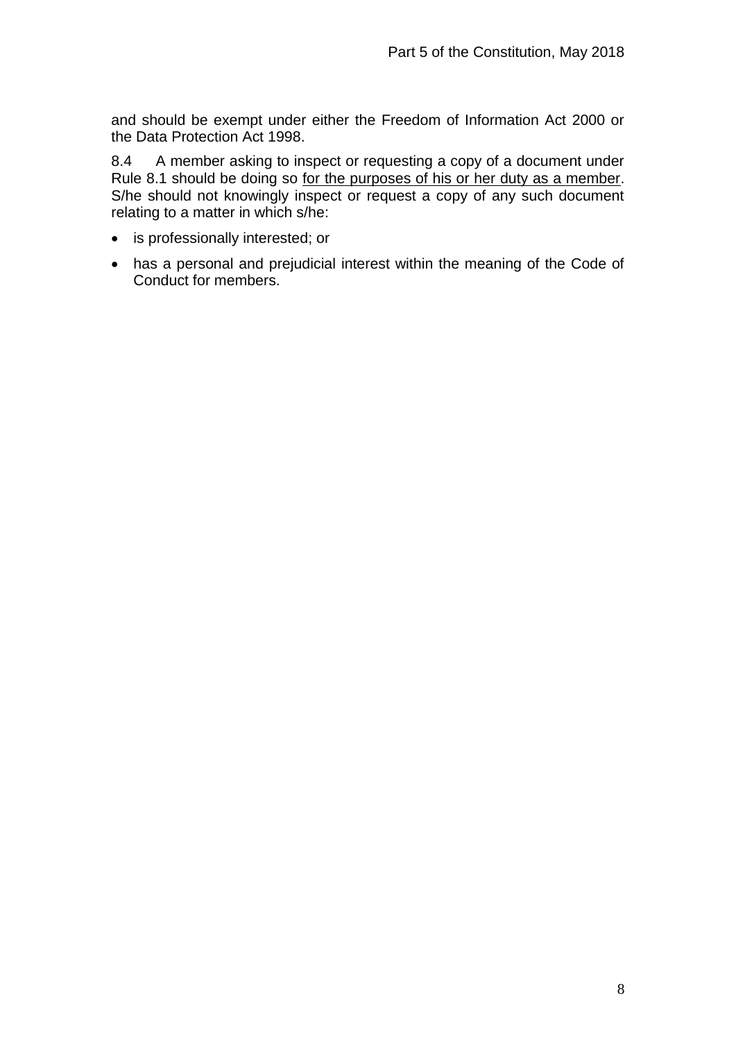and should be exempt under either the Freedom of Information Act 2000 or the Data Protection Act 1998.

8.4 A member asking to inspect or requesting a copy of a document under Rule 8.1 should be doing so <u>for the purposes of his or her duty as a member</u>. S/he should not knowingly inspect or request a copy of any such document relating to a matter in which s/he:

- is professionally interested; or
- has a personal and prejudicial interest within the meaning of the Code of Conduct for members.